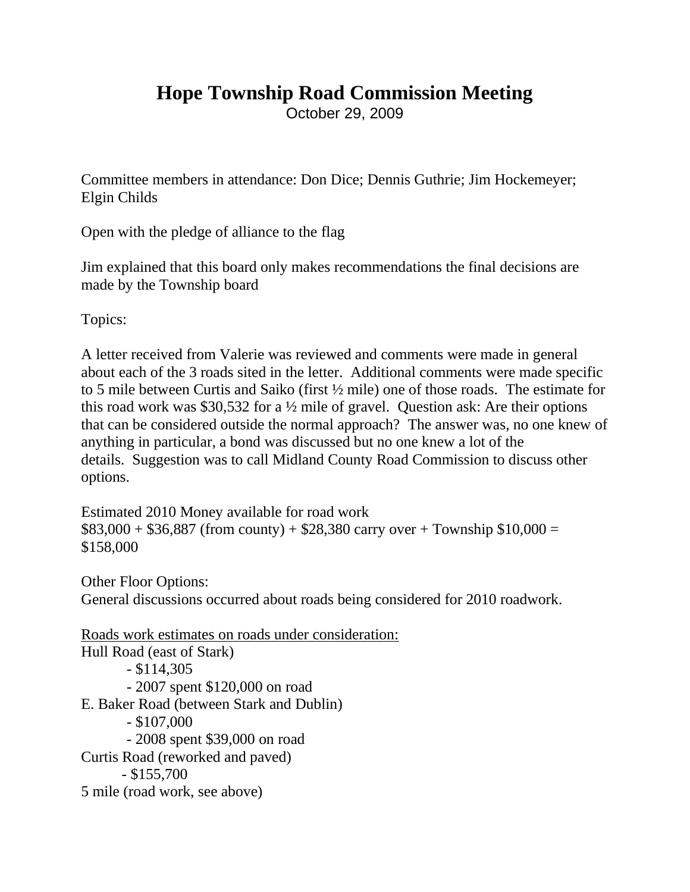# Hope Township Road Commission Meeting

October 29, 2009

Committee members in attendance: Don Dice; Dennis Guthrie; Jim Hockemeyer; Elgin Childs

Open with the pledge of alliance to the flag

Jim explained that this board only makes recommendations the final decisions are made by the Township board

Topics:

A letter received from Valerie was reviewed and comments were made in general about each of the 3 roads sited in the letter. Additional comments were made specific to 5 mile between Curtis and Saiko (first ½ mile) one of those roads. The estimate for this road work was $30,532 for a ½ mile of gravel. Question ask: Are their options that can be considered outside the normal approach? The answer was, no one knew of anything in particular, a bond was discussed but no one knew a lot of the details. Suggestion was to call Midland County Road Commission to discuss other options.

Estimated 2010 Money available for road work
$83,000 + $36,887 (from county) + $28,380 carry over + Township $10,000 = $158,000

Other Floor Options:
General discussions occurred about roads being considered for 2010 roadwork.

<u>Roads work estimates on roads under consideration:</u>

Hull Road (east of Stark)
- $114,305
- 2007 spent $120,000 on road

E. Baker Road (between Stark and Dublin)
- $107,000
- 2008 spent $39,000 on road

Curtis Road (reworked and paved)
- $155,700

5 mile (road work, see above)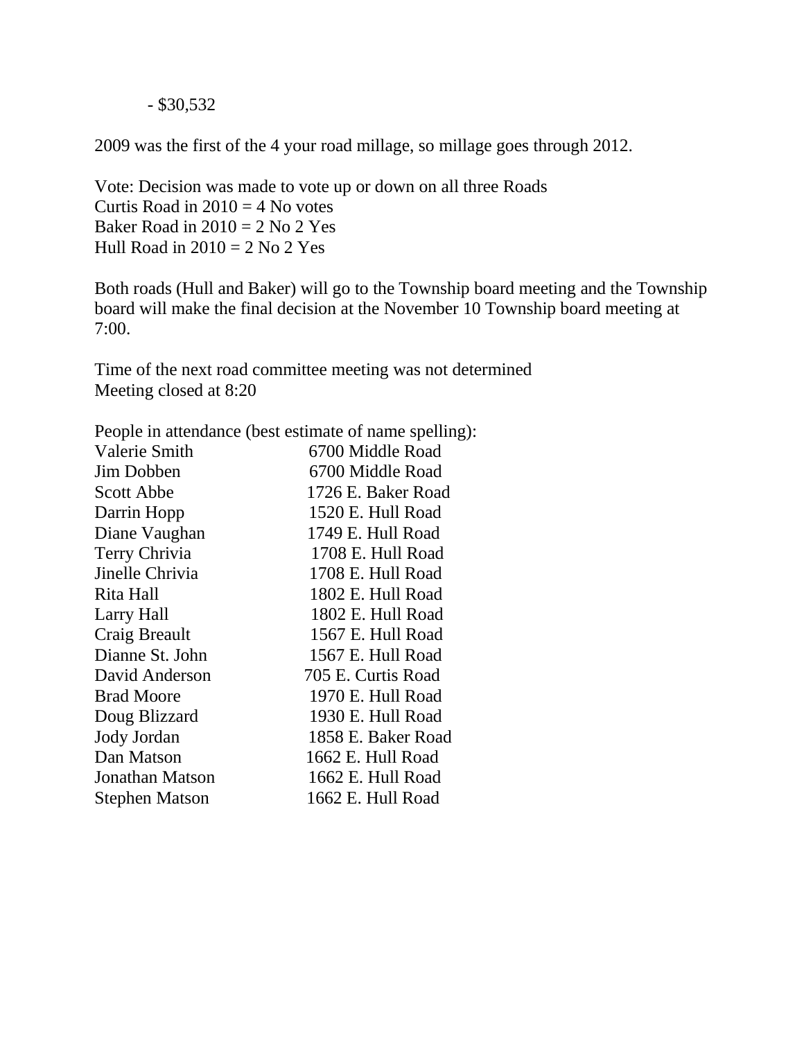- $30,532

2009 was the first of the 4 your road millage, so millage goes through 2012.

Vote: Decision was made to vote up or down on all three Roads
Curtis Road in 2010 = 4 No votes
Baker Road in 2010 = 2 No 2 Yes
Hull Road in 2010 = 2 No 2 Yes

Both roads (Hull and Baker) will go to the Township board meeting and the Township board will make the final decision at the November 10 Township board meeting at 7:00.

Time of the next road committee meeting was not determined
Meeting closed at 8:20

People in attendance (best estimate of name spelling):

| | |
|---|---|
| Valerie Smith | 6700 Middle Road |
| Jim Dobben | 6700 Middle Road |
| Scott Abbe | 1726 E. Baker Road |
| Darrin Hopp | 1520 E. Hull Road |
| Diane Vaughan | 1749 E. Hull Road |
| Terry Chrivia | 1708 E. Hull Road |
| Jinelle Chrivia | 1708 E. Hull Road |
| Rita Hall | 1802 E. Hull Road |
| Larry Hall | 1802 E. Hull Road |
| Craig Breault | 1567 E. Hull Road |
| Dianne St. John | 1567 E. Hull Road |
| David Anderson | 705 E. Curtis Road |
| Brad Moore | 1970 E. Hull Road |
| Doug Blizzard | 1930 E. Hull Road |
| Jody Jordan | 1858 E. Baker Road |
| Dan Matson | 1662 E. Hull Road |
| Jonathan Matson | 1662 E. Hull Road |
| Stephen Matson | 1662 E. Hull Road |